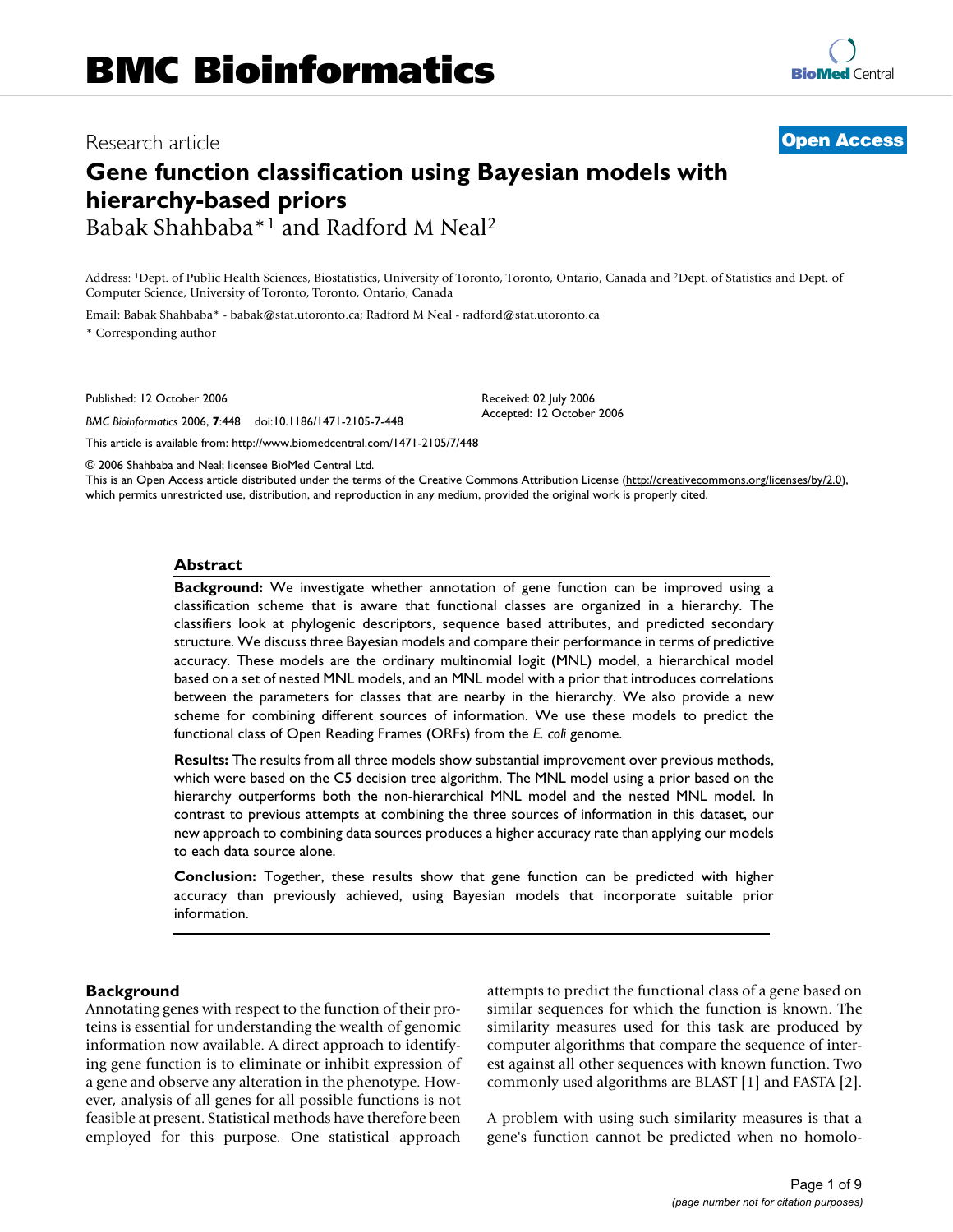# BMC Bioinformatics

Research article

**Open Access**

# Gene function classification using Bayesian models with hierarchy-based priors

Babak Shahbaba*[1] and Radford M Neal[2]

Address: [1]Dept. of Public Health Sciences, Biostatistics, University of Toronto, Toronto, Ontario, Canada and [2]Dept. of Statistics and Dept. of Computer Science, University of Toronto, Toronto, Ontario, Canada

Email: Babak Shahbaba* - babak@stat.utoronto.ca; Radford M Neal - radford@stat.utoronto.ca

\* Corresponding author

Published: 12 October 2006

*BMC Bioinformatics* 2006, **7**:448 doi:10.1186/1471-2105-7-448

Received: 02 July 2006

Accepted: 12 October 2006

This article is available from: http://www.biomedcentral.com/1471-2105/7/448

© 2006 Shahbaba and Neal; licensee BioMed Central Ltd.

This is an Open Access article distributed under the terms of the Creative Commons Attribution License (http://creativecommons.org/licenses/by/2.0), which permits unrestricted use, distribution, and reproduction in any medium, provided the original work is properly cited.

## Abstract

**Background:** We investigate whether annotation of gene function can be improved using a classification scheme that is aware that functional classes are organized in a hierarchy. The classifiers look at phylogenic descriptors, sequence based attributes, and predicted secondary structure. We discuss three Bayesian models and compare their performance in terms of predictive accuracy. These models are the ordinary multinomial logit (MNL) model, a hierarchical model based on a set of nested MNL models, and an MNL model with a prior that introduces correlations between the parameters for classes that are nearby in the hierarchy. We also provide a new scheme for combining different sources of information. We use these models to predict the functional class of Open Reading Frames (ORFs) from the *E. coli* genome.

**Results:** The results from all three models show substantial improvement over previous methods, which were based on the C5 decision tree algorithm. The MNL model using a prior based on the hierarchy outperforms both the non-hierarchical MNL model and the nested MNL model. In contrast to previous attempts at combining the three sources of information in this dataset, our new approach to combining data sources produces a higher accuracy rate than applying our models to each data source alone.

**Conclusion:** Together, these results show that gene function can be predicted with higher accuracy than previously achieved, using Bayesian models that incorporate suitable prior information.

## Background

Annotating genes with respect to the function of their proteins is essential for understanding the wealth of genomic information now available. A direct approach to identifying gene function is to eliminate or inhibit expression of a gene and observe any alteration in the phenotype. However, analysis of all genes for all possible functions is not feasible at present. Statistical methods have therefore been employed for this purpose. One statistical approach attempts to predict the functional class of a gene based on similar sequences for which the function is known. The similarity measures used for this task are produced by computer algorithms that compare the sequence of interest against all other sequences with known function. Two commonly used algorithms are BLAST [1] and FASTA [2].

A problem with using such similarity measures is that a gene's function cannot be predicted when no homolo-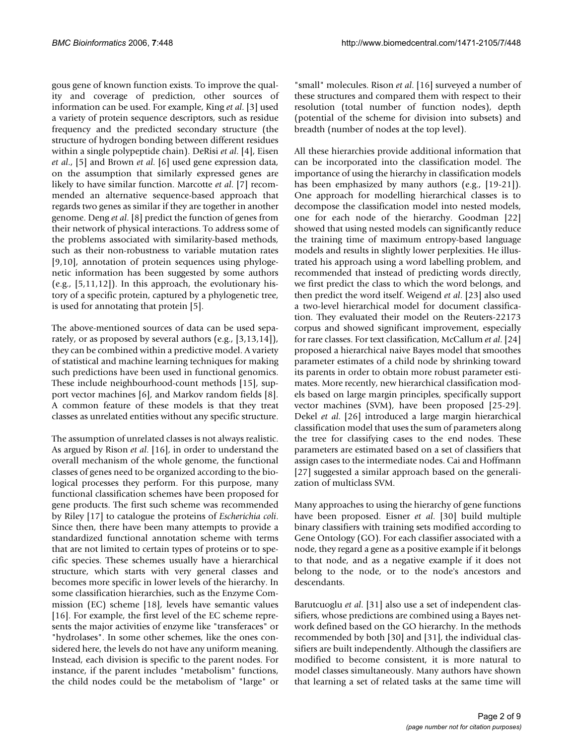gous gene of known function exists. To improve the quality and coverage of prediction, other sources of information can be used. For example, King *et al.* [3] used a variety of protein sequence descriptors, such as residue frequency and the predicted secondary structure (the structure of hydrogen bonding between different residues within a single polypeptide chain). DeRisi *et al.* [4], Eisen *et al.*, [5] and Brown *et al.* [6] used gene expression data, on the assumption that similarly expressed genes are likely to have similar function. Marcotte *et al.* [7] recommended an alternative sequence-based approach that regards two genes as similar if they are together in another genome. Deng *et al.* [8] predict the function of genes from their network of physical interactions. To address some of the problems associated with similarity-based methods, such as their non-robustness to variable mutation rates [9,10], annotation of protein sequences using phylogenetic information has been suggested by some authors (e.g., [5,11,12]). In this approach, the evolutionary history of a specific protein, captured by a phylogenetic tree, is used for annotating that protein [5].

The above-mentioned sources of data can be used separately, or as proposed by several authors (e.g., [3,13,14]), they can be combined within a predictive model. A variety of statistical and machine learning techniques for making such predictions have been used in functional genomics. These include neighbourhood-count methods [15], support vector machines [6], and Markov random fields [8]. A common feature of these models is that they treat classes as unrelated entities without any specific structure.

The assumption of unrelated classes is not always realistic. As argued by Rison *et al.* [16], in order to understand the overall mechanism of the whole genome, the functional classes of genes need to be organized according to the biological processes they perform. For this purpose, many functional classification schemes have been proposed for gene products. The first such scheme was recommended by Riley [17] to catalogue the proteins of *Escherichia coli*. Since then, there have been many attempts to provide a standardized functional annotation scheme with terms that are not limited to certain types of proteins or to specific species. These schemes usually have a hierarchical structure, which starts with very general classes and becomes more specific in lower levels of the hierarchy. In some classification hierarchies, such as the Enzyme Commission (EC) scheme [18], levels have semantic values [16]. For example, the first level of the EC scheme represents the major activities of enzyme like "transferaces" or "hydrolases". In some other schemes, like the ones considered here, the levels do not have any uniform meaning. Instead, each division is specific to the parent nodes. For instance, if the parent includes "metabolism" functions, the child nodes could be the metabolism of "large" or "small" molecules. Rison *et al.* [16] surveyed a number of these structures and compared them with respect to their resolution (total number of function nodes), depth (potential of the scheme for division into subsets) and breadth (number of nodes at the top level).

All these hierarchies provide additional information that can be incorporated into the classification model. The importance of using the hierarchy in classification models has been emphasized by many authors (e.g., [19-21]). One approach for modelling hierarchical classes is to decompose the classification model into nested models, one for each node of the hierarchy. Goodman [22] showed that using nested models can significantly reduce the training time of maximum entropy-based language models and results in slightly lower perplexities. He illustrated his approach using a word labelling problem, and recommended that instead of predicting words directly, we first predict the class to which the word belongs, and then predict the word itself. Weigend *et al.* [23] also used a two-level hierarchical model for document classification. They evaluated their model on the Reuters-22173 corpus and showed significant improvement, especially for rare classes. For text classification, McCallum *et al.* [24] proposed a hierarchical naive Bayes model that smoothes parameter estimates of a child node by shrinking toward its parents in order to obtain more robust parameter estimates. More recently, new hierarchical classification models based on large margin principles, specifically support vector machines (SVM), have been proposed [25-29]. Dekel *et al.* [26] introduced a large margin hierarchical classification model that uses the sum of parameters along the tree for classifying cases to the end nodes. These parameters are estimated based on a set of classifiers that assign cases to the intermediate nodes. Cai and Hoffmann [27] suggested a similar approach based on the generalization of multiclass SVM.

Many approaches to using the hierarchy of gene functions have been proposed. Eisner *et al.* [30] build multiple binary classifiers with training sets modified according to Gene Ontology (GO). For each classifier associated with a node, they regard a gene as a positive example if it belongs to that node, and as a negative example if it does not belong to the node, or to the node's ancestors and descendants.

Barutcuoglu *et al.* [31] also use a set of independent classifiers, whose predictions are combined using a Bayes network defined based on the GO hierarchy. In the methods recommended by both [30] and [31], the individual classifiers are built independently. Although the classifiers are modified to become consistent, it is more natural to model classes simultaneously. Many authors have shown that learning a set of related tasks at the same time will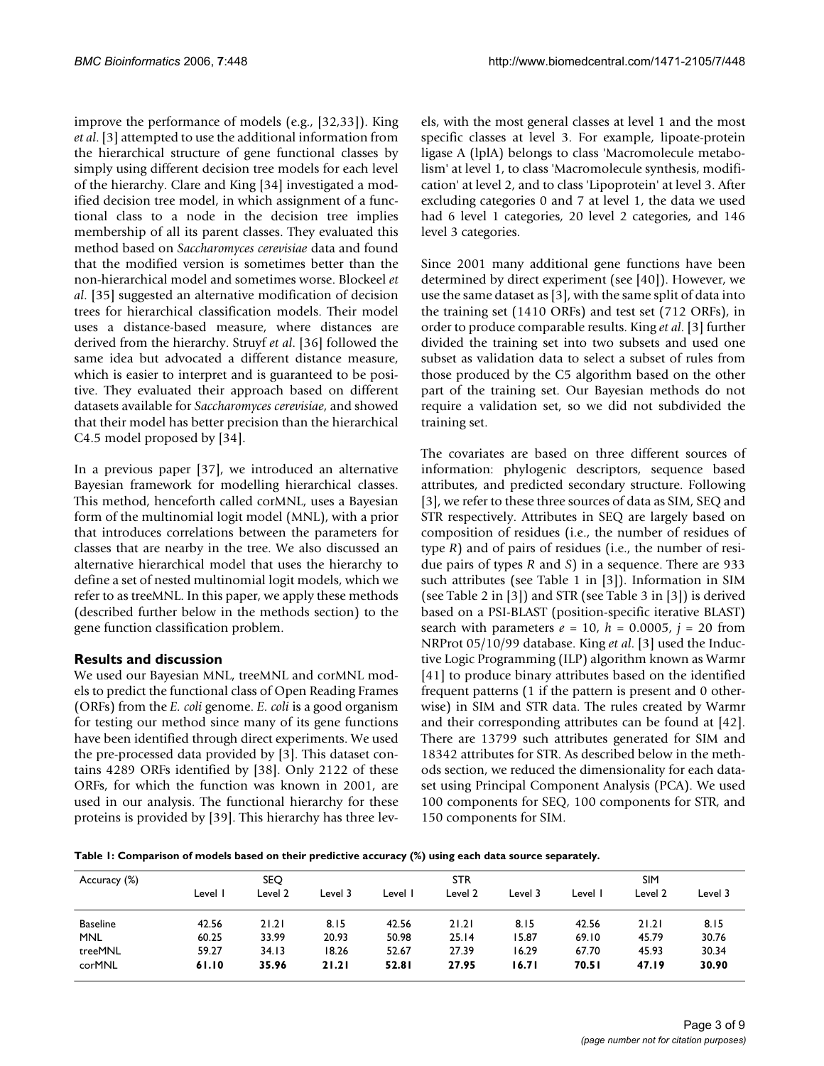improve the performance of models (e.g., [32,33]). King *et al*. [3] attempted to use the additional information from the hierarchical structure of gene functional classes by simply using different decision tree models for each level of the hierarchy. Clare and King [34] investigated a modified decision tree model, in which assignment of a functional class to a node in the decision tree implies membership of all its parent classes. They evaluated this method based on *Saccharomyces cerevisiae* data and found that the modified version is sometimes better than the non-hierarchical model and sometimes worse. Blockeel *et al*. [35] suggested an alternative modification of decision trees for hierarchical classification models. Their model uses a distance-based measure, where distances are derived from the hierarchy. Struyf *et al*. [36] followed the same idea but advocated a different distance measure, which is easier to interpret and is guaranteed to be positive. They evaluated their approach based on different datasets available for *Saccharomyces cerevisiae*, and showed that their model has better precision than the hierarchical C4.5 model proposed by [34].

In a previous paper [37], we introduced an alternative Bayesian framework for modelling hierarchical classes. This method, henceforth called corMNL, uses a Bayesian form of the multinomial logit model (MNL), with a prior that introduces correlations between the parameters for classes that are nearby in the tree. We also discussed an alternative hierarchical model that uses the hierarchy to define a set of nested multinomial logit models, which we refer to as treeMNL. In this paper, we apply these methods (described further below in the methods section) to the gene function classification problem.

## Results and discussion

We used our Bayesian MNL, treeMNL and corMNL models to predict the functional class of Open Reading Frames (ORFs) from the *E. coli* genome. *E. coli* is a good organism for testing our method since many of its gene functions have been identified through direct experiments. We used the pre-processed data provided by [3]. This dataset contains 4289 ORFs identified by [38]. Only 2122 of these ORFs, for which the function was known in 2001, are used in our analysis. The functional hierarchy for these proteins is provided by [39]. This hierarchy has three levels, with the most general classes at level 1 and the most specific classes at level 3. For example, lipoate-protein ligase A (lplA) belongs to class 'Macromolecule metabolism' at level 1, to class 'Macromolecule synthesis, modification' at level 2, and to class 'Lipoprotein' at level 3. After excluding categories 0 and 7 at level 1, the data we used had 6 level 1 categories, 20 level 2 categories, and 146 level 3 categories.

Since 2001 many additional gene functions have been determined by direct experiment (see [40]). However, we use the same dataset as [3], with the same split of data into the training set (1410 ORFs) and test set (712 ORFs), in order to produce comparable results. King *et al*. [3] further divided the training set into two subsets and used one subset as validation data to select a subset of rules from those produced by the C5 algorithm based on the other part of the training set. Our Bayesian methods do not require a validation set, so we did not subdivided the training set.

The covariates are based on three different sources of information: phylogenic descriptors, sequence based attributes, and predicted secondary structure. Following [3], we refer to these three sources of data as SIM, SEQ and STR respectively. Attributes in SEQ are largely based on composition of residues (i.e., the number of residues of type *R*) and of pairs of residues (i.e., the number of residue pairs of types *R* and *S*) in a sequence. There are 933 such attributes (see Table 1 in [3]). Information in SIM (see Table 2 in [3]) and STR (see Table 3 in [3]) is derived based on a PSI-BLAST (position-specific iterative BLAST) search with parameters $e = 10$, $h = 0.0005$, $j = 20$ from NRProt 05/10/99 database. King *et al*. [3] used the Inductive Logic Programming (ILP) algorithm known as Warmr [41] to produce binary attributes based on the identified frequent patterns (1 if the pattern is present and 0 otherwise) in SIM and STR data. The rules created by Warmr and their corresponding attributes can be found at [42]. There are 13799 such attributes generated for SIM and 18342 attributes for STR. As described below in the methods section, we reduced the dimensionality for each dataset using Principal Component Analysis (PCA). We used 100 components for SEQ, 100 components for STR, and 150 components for SIM.

**Table 1: Comparison of models based on their predictive accuracy (%) using each data source separately.**

| Accuracy (%) | SEQ | | | STR | | | SIM | | |
|---|---|---|---|---|---|---|---|---|---|
| | Level 1 | Level 2 | Level 3 | Level 1 | Level 2 | Level 3 | Level 1 | Level 2 | Level 3 |
| Baseline | 42.56 | 21.21 | 8.15 | 42.56 | 21.21 | 8.15 | 42.56 | 21.21 | 8.15 |
| MNL | 60.25 | 33.99 | 20.93 | 50.98 | 25.14 | 15.87 | 69.10 | 45.79 | 30.76 |
| treeMNL | 59.27 | 34.13 | 18.26 | 52.67 | 27.39 | 16.29 | 67.70 | 45.93 | 30.34 |
| corMNL | **61.10** | **35.96** | **21.21** | **52.81** | **27.95** | **16.71** | **70.51** | **47.19** | **30.90** |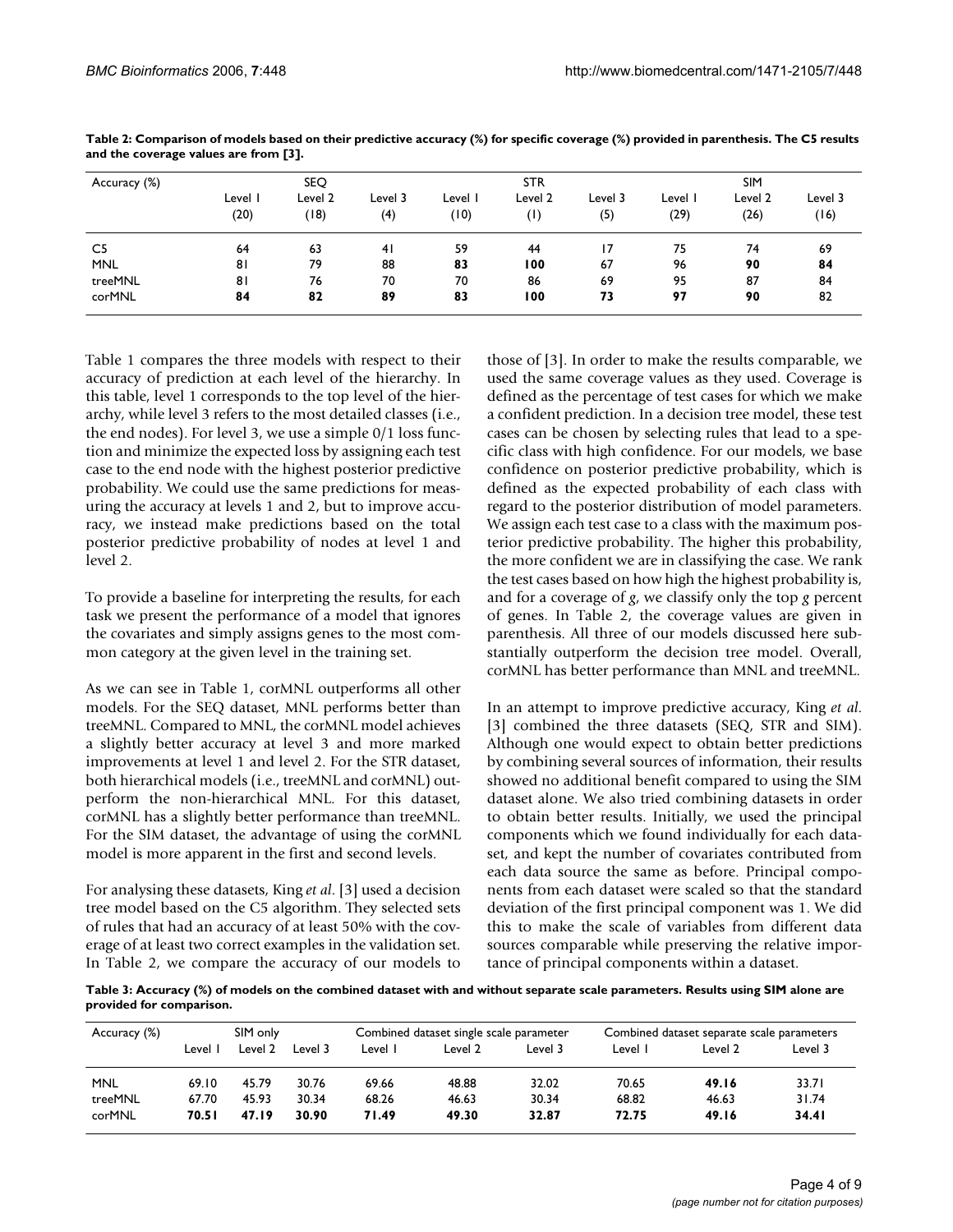**Table 2: Comparison of models based on their predictive accuracy (%) for specific coverage (%) provided in parenthesis. The C5 results and the coverage values are from [3].**

| Accuracy (%) | SEQ | | | STR | | | SIM | | |
|---|---|---|---|---|---|---|---|---|---|
| | Level 1 (20) | Level 2 (18) | Level 3 (4) | Level 1 (10) | Level 2 (1) | Level 3 (5) | Level 1 (29) | Level 2 (26) | Level 3 (16) |
| C5 | 64 | 63 | 41 | 59 | 44 | 17 | 75 | 74 | 69 |
| MNL | 81 | 79 | 88 | **83** | **100** | 67 | 96 | **90** | **84** |
| treeMNL | 81 | 76 | 70 | 70 | 86 | 69 | 95 | 87 | 84 |
| corMNL | **84** | **82** | **89** | **83** | **100** | **73** | **97** | **90** | 82 |

Table 1 compares the three models with respect to their accuracy of prediction at each level of the hierarchy. In this table, level 1 corresponds to the top level of the hierarchy, while level 3 refers to the most detailed classes (i.e., the end nodes). For level 3, we use a simple 0/1 loss function and minimize the expected loss by assigning each test case to the end node with the highest posterior predictive probability. We could use the same predictions for measuring the accuracy at levels 1 and 2, but to improve accuracy, we instead make predictions based on the total posterior predictive probability of nodes at level 1 and level 2.

To provide a baseline for interpreting the results, for each task we present the performance of a model that ignores the covariates and simply assigns genes to the most common category at the given level in the training set.

As we can see in Table 1, corMNL outperforms all other models. For the SEQ dataset, MNL performs better than treeMNL. Compared to MNL, the corMNL model achieves a slightly better accuracy at level 3 and more marked improvements at level 1 and level 2. For the STR dataset, both hierarchical models (i.e., treeMNL and corMNL) outperform the non-hierarchical MNL. For this dataset, corMNL has a slightly better performance than treeMNL. For the SIM dataset, the advantage of using the corMNL model is more apparent in the first and second levels.

For analysing these datasets, King *et al*. [3] used a decision tree model based on the C5 algorithm. They selected sets of rules that had an accuracy of at least 50% with the coverage of at least two correct examples in the validation set. In Table 2, we compare the accuracy of our models to those of [3]. In order to make the results comparable, we used the same coverage values as they used. Coverage is defined as the percentage of test cases for which we make a confident prediction. In a decision tree model, these test cases can be chosen by selecting rules that lead to a specific class with high confidence. For our models, we base confidence on posterior predictive probability, which is defined as the expected probability of each class with regard to the posterior distribution of model parameters. We assign each test case to a class with the maximum posterior predictive probability. The higher this probability, the more confident we are in classifying the case. We rank the test cases based on how high the highest probability is, and for a coverage of *g*, we classify only the top *g* percent of genes. In Table 2, the coverage values are given in parenthesis. All three of our models discussed here substantially outperform the decision tree model. Overall, corMNL has better performance than MNL and treeMNL.

In an attempt to improve predictive accuracy, King *et al*. [3] combined the three datasets (SEQ, STR and SIM). Although one would expect to obtain better predictions by combining several sources of information, their results showed no additional benefit compared to using the SIM dataset alone. We also tried combining datasets in order to obtain better results. Initially, we used the principal components which we found individually for each dataset, and kept the number of covariates contributed from each data source the same as before. Principal components from each dataset were scaled so that the standard deviation of the first principal component was 1. We did this to make the scale of variables from different data sources comparable while preserving the relative importance of principal components within a dataset.

**Table 3: Accuracy (%) of models on the combined dataset with and without separate scale parameters. Results using SIM alone are provided for comparison.**

| Accuracy (%) | SIM only | | | Combined dataset single scale parameter | | | Combined dataset separate scale parameters | | |
|---|---|---|---|---|---|---|---|---|---|
| | Level 1 | Level 2 | Level 3 | Level 1 | Level 2 | Level 3 | Level 1 | Level 2 | Level 3 |
| MNL | 69.10 | 45.79 | 30.76 | 69.66 | 48.88 | 32.02 | 70.65 | **49.16** | 33.71 |
| treeMNL | 67.70 | 45.93 | 30.34 | 68.26 | 46.63 | 30.34 | 68.82 | 46.63 | 31.74 |
| corMNL | **70.51** | **47.19** | **30.90** | **71.49** | **49.30** | **32.87** | **72.75** | **49.16** | **34.41** |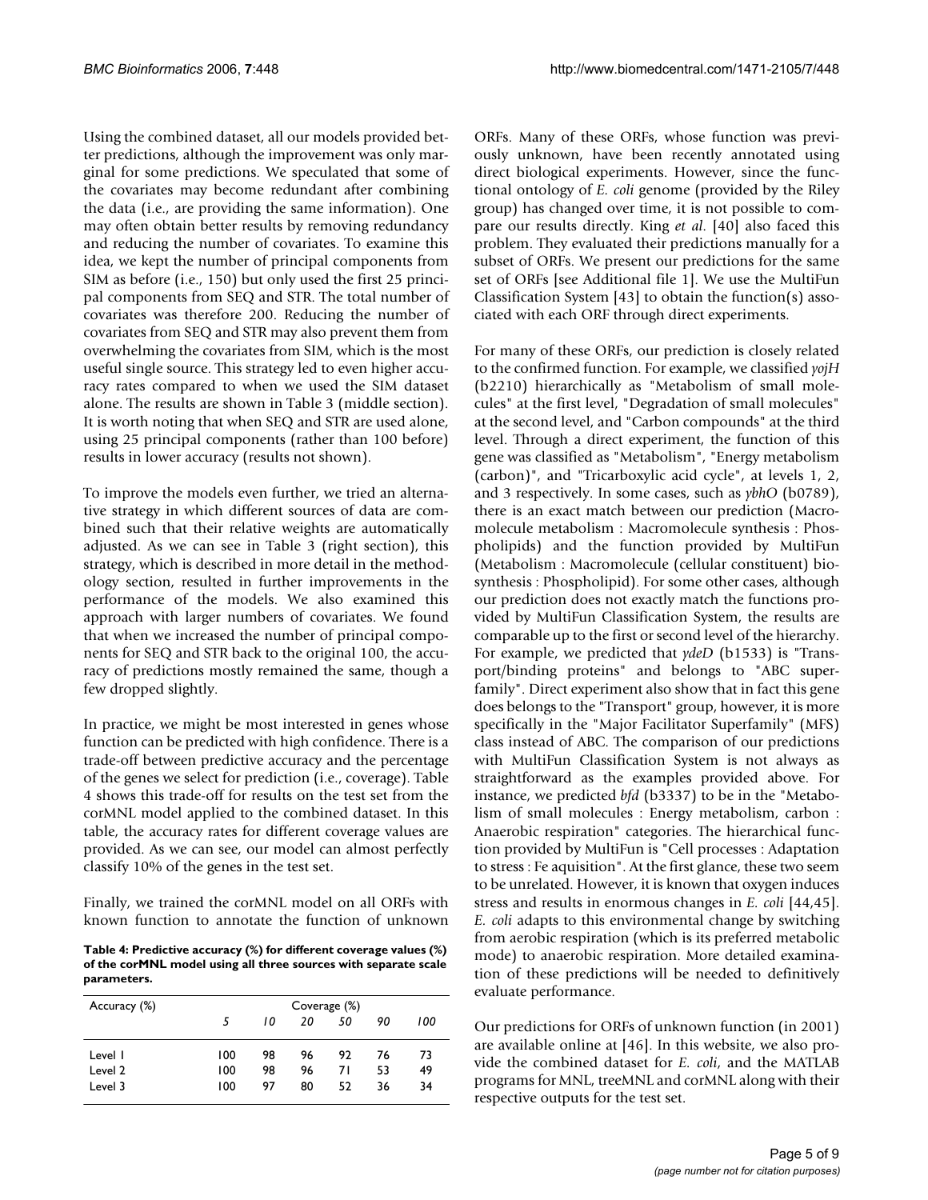Using the combined dataset, all our models provided better predictions, although the improvement was only marginal for some predictions. We speculated that some of the covariates may become redundant after combining the data (i.e., are providing the same information). One may often obtain better results by removing redundancy and reducing the number of covariates. To examine this idea, we kept the number of principal components from SIM as before (i.e., 150) but only used the first 25 principal components from SEQ and STR. The total number of covariates was therefore 200. Reducing the number of covariates from SEQ and STR may also prevent them from overwhelming the covariates from SIM, which is the most useful single source. This strategy led to even higher accuracy rates compared to when we used the SIM dataset alone. The results are shown in Table 3 (middle section). It is worth noting that when SEQ and STR are used alone, using 25 principal components (rather than 100 before) results in lower accuracy (results not shown).

To improve the models even further, we tried an alternative strategy in which different sources of data are combined such that their relative weights are automatically adjusted. As we can see in Table 3 (right section), this strategy, which is described in more detail in the methodology section, resulted in further improvements in the performance of the models. We also examined this approach with larger numbers of covariates. We found that when we increased the number of principal components for SEQ and STR back to the original 100, the accuracy of predictions mostly remained the same, though a few dropped slightly.

In practice, we might be most interested in genes whose function can be predicted with high confidence. There is a trade-off between predictive accuracy and the percentage of the genes we select for prediction (i.e., coverage). Table 4 shows this trade-off for results on the test set from the corMNL model applied to the combined dataset. In this table, the accuracy rates for different coverage values are provided. As we can see, our model can almost perfectly classify 10% of the genes in the test set.

Finally, we trained the corMNL model on all ORFs with known function to annotate the function of unknown ORFs. Many of these ORFs, whose function was previously unknown, have been recently annotated using direct biological experiments. However, since the functional ontology of *E. coli* genome (provided by the Riley group) has changed over time, it is not possible to compare our results directly. King *et al.* [40] also faced this problem. They evaluated their predictions manually for a subset of ORFs. We present our predictions for the same set of ORFs [see Additional file 1]. We use the MultiFun Classification System [43] to obtain the function(s) associated with each ORF through direct experiments.

**Table 4: Predictive accuracy (%) for different coverage values (%) of the corMNL model using all three sources with separate scale parameters.**

| Accuracy (%) | Coverage (%) | | | | | |
|---|---|---|---|---|---|---|
| | *5* | *10* | *20* | *50* | *90* | *100* |
| Level 1 | 100 | 98 | 96 | 92 | 76 | 73 |
| Level 2 | 100 | 98 | 96 | 71 | 53 | 49 |
| Level 3 | 100 | 97 | 80 | 52 | 36 | 34 |

For many of these ORFs, our prediction is closely related to the confirmed function. For example, we classified *yojH* (b2210) hierarchically as "Metabolism of small molecules" at the first level, "Degradation of small molecules" at the second level, and "Carbon compounds" at the third level. Through a direct experiment, the function of this gene was classified as "Metabolism", "Energy metabolism (carbon)", and "Tricarboxylic acid cycle", at levels 1, 2, and 3 respectively. In some cases, such as *ybhO* (b0789), there is an exact match between our prediction (Macromolecule metabolism : Macromolecule synthesis : Phospholipids) and the function provided by MultiFun (Metabolism : Macromolecule (cellular constituent) biosynthesis : Phospholipid). For some other cases, although our prediction does not exactly match the functions provided by MultiFun Classification System, the results are comparable up to the first or second level of the hierarchy. For example, we predicted that *ydeD* (b1533) is "Transport/binding proteins" and belongs to "ABC superfamily". Direct experiment also show that in fact this gene does belongs to the "Transport" group, however, it is more specifically in the "Major Facilitator Superfamily" (MFS) class instead of ABC. The comparison of our predictions with MultiFun Classification System is not always as straightforward as the examples provided above. For instance, we predicted *bfd* (b3337) to be in the "Metabolism of small molecules : Energy metabolism, carbon : Anaerobic respiration" categories. The hierarchical function provided by MultiFun is "Cell processes : Adaptation to stress : Fe aquisition". At the first glance, these two seem to be unrelated. However, it is known that oxygen induces stress and results in enormous changes in *E. coli* [44,45]. *E. coli* adapts to this environmental change by switching from aerobic respiration (which is its preferred metabolic mode) to anaerobic respiration. More detailed examination of these predictions will be needed to definitively evaluate performance.

Our predictions for ORFs of unknown function (in 2001) are available online at [46]. In this website, we also provide the combined dataset for *E. coli*, and the MATLAB programs for MNL, treeMNL and corMNL along with their respective outputs for the test set.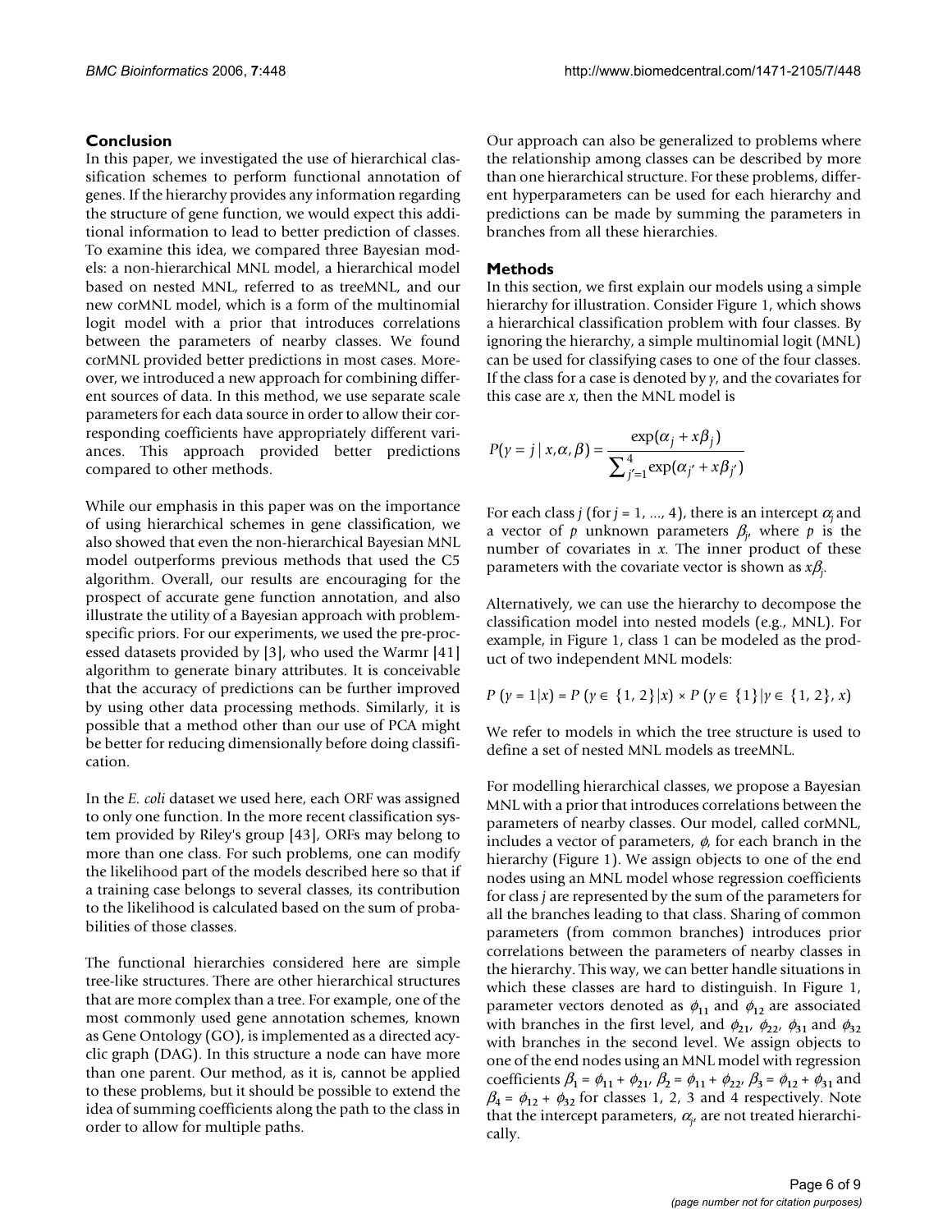## Conclusion

In this paper, we investigated the use of hierarchical classification schemes to perform functional annotation of genes. If the hierarchy provides any information regarding the structure of gene function, we would expect this additional information to lead to better prediction of classes. To examine this idea, we compared three Bayesian models: a non-hierarchical MNL model, a hierarchical model based on nested MNL, referred to as treeMNL, and our new corMNL model, which is a form of the multinomial logit model with a prior that introduces correlations between the parameters of nearby classes. We found corMNL provided better predictions in most cases. Moreover, we introduced a new approach for combining different sources of data. In this method, we use separate scale parameters for each data source in order to allow their corresponding coefficients have appropriately different variances. This approach provided better predictions compared to other methods.

While our emphasis in this paper was on the importance of using hierarchical schemes in gene classification, we also showed that even the non-hierarchical Bayesian MNL model outperforms previous methods that used the C5 algorithm. Overall, our results are encouraging for the prospect of accurate gene function annotation, and also illustrate the utility of a Bayesian approach with problem-specific priors. For our experiments, we used the pre-processed datasets provided by [3], who used the Warmr [41] algorithm to generate binary attributes. It is conceivable that the accuracy of predictions can be further improved by using other data processing methods. Similarly, it is possible that a method other than our use of PCA might be better for reducing dimensionally before doing classification.

In the *E. coli* dataset we used here, each ORF was assigned to only one function. In the more recent classification system provided by Riley's group [43], ORFs may belong to more than one class. For such problems, one can modify the likelihood part of the models described here so that if a training case belongs to several classes, its contribution to the likelihood is calculated based on the sum of probabilities of those classes.

The functional hierarchies considered here are simple tree-like structures. There are other hierarchical structures that are more complex than a tree. For example, one of the most commonly used gene annotation schemes, known as Gene Ontology (GO), is implemented as a directed acyclic graph (DAG). In this structure a node can have more than one parent. Our method, as it is, cannot be applied to these problems, but it should be possible to extend the idea of summing coefficients along the path to the class in order to allow for multiple paths.

Our approach can also be generalized to problems where the relationship among classes can be described by more than one hierarchical structure. For these problems, different hyperparameters can be used for each hierarchy and predictions can be made by summing the parameters in branches from all these hierarchies.

## Methods

In this section, we first explain our models using a simple hierarchy for illustration. Consider Figure 1, which shows a hierarchical classification problem with four classes. By ignoring the hierarchy, a simple multinomial logit (MNL) can be used for classifying cases to one of the four classes. If the class for a case is denoted by $y$, and the covariates for this case are $x$, then the MNL model is

$$P(y = j \mid x, \alpha, \beta) = \frac{\exp(\alpha_j + x\beta_j)}{\sum_{j'=1}^{4} \exp(\alpha_{j'} + x\beta_{j'})}$$

For each class $j$ (for $j = 1, ..., 4$), there is an intercept $\alpha_j$ and a vector of $p$ unknown parameters $\beta_j$, where $p$ is the number of covariates in $x$. The inner product of these parameters with the covariate vector is shown as $x\beta_j$.

Alternatively, we can use the hierarchy to decompose the classification model into nested models (e.g., MNL). For example, in Figure 1, class 1 can be modeled as the product of two independent MNL models:

$$P(y = 1|x) = P(y \in \{1, 2\}|x) \times P(y \in \{1\}|y \in \{1, 2\}, x)$$

We refer to models in which the tree structure is used to define a set of nested MNL models as treeMNL.

For modelling hierarchical classes, we propose a Bayesian MNL with a prior that introduces correlations between the parameters of nearby classes. Our model, called corMNL, includes a vector of parameters, $\phi$, for each branch in the hierarchy (Figure 1). We assign objects to one of the end nodes using an MNL model whose regression coefficients for class $j$ are represented by the sum of the parameters for all the branches leading to that class. Sharing of common parameters (from common branches) introduces prior correlations between the parameters of nearby classes in the hierarchy. This way, we can better handle situations in which these classes are hard to distinguish. In Figure 1, parameter vectors denoted as $\phi_{11}$ and $\phi_{12}$ are associated with branches in the first level, and $\phi_{21}$, $\phi_{22}$, $\phi_{31}$ and $\phi_{32}$ with branches in the second level. We assign objects to one of the end nodes using an MNL model with regression coefficients $\beta_1 = \phi_{11} + \phi_{21}$, $\beta_2 = \phi_{11} + \phi_{22}$, $\beta_3 = \phi_{12} + \phi_{31}$ and $\beta_4 = \phi_{12} + \phi_{32}$ for classes 1, 2, 3 and 4 respectively. Note that the intercept parameters, $\alpha_j$, are not treated hierarchically.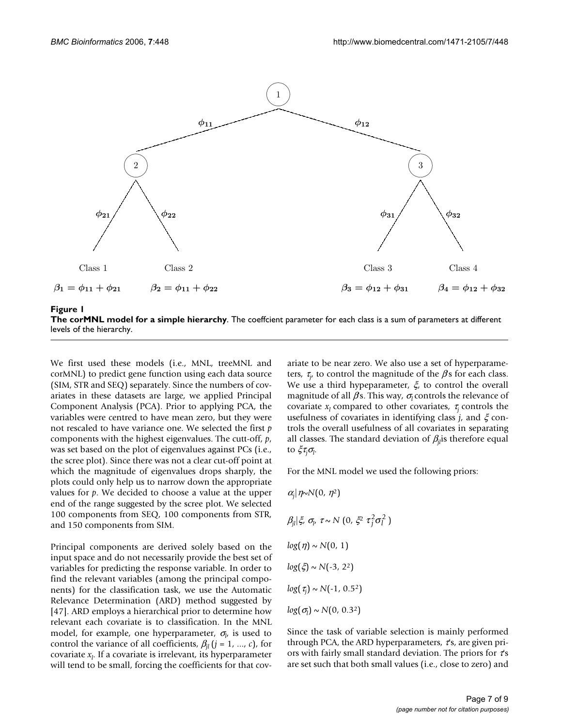**Figure 1**

**The corMNL model for a simple hierarchy**. The coeffcient parameter for each class is a sum of parameters at different levels of the hierarchy.

We first used these models (i.e., MNL, treeMNL and corMNL) to predict gene function using each data source (SIM, STR and SEQ) separately. Since the numbers of covariates in these datasets are large, we applied Principal Component Analysis (PCA). Prior to applying PCA, the variables were centred to have mean zero, but they were not rescaled to have variance one. We selected the first $p$ components with the highest eigenvalues. The cutt-off, $p$, was set based on the plot of eigenvalues against PCs (i.e., the scree plot). Since there was not a clear cut-off point at which the magnitude of eigenvalues drops sharply, the plots could only help us to narrow down the appropriate values for $p$. We decided to choose a value at the upper end of the range suggested by the scree plot. We selected 100 components from SEQ, 100 components from STR, and 150 components from SIM.

Principal components are derived solely based on the input space and do not necessarily provide the best set of variables for predicting the response variable. In order to find the relevant variables (among the principal components) for the classification task, we use the Automatic Relevance Determination (ARD) method suggested by [47]. ARD employs a hierarchical prior to determine how relevant each covariate is to classification. In the MNL model, for example, one hyperparameter, $\sigma_l$, is used to control the variance of all coefficients, $\beta_{jl}$ ($j = 1, ..., c$), for covariate $x_l$. If a covariate is irrelevant, its hyperparameter will tend to be small, forcing the coefficients for that covariate to be near zero. We also use a set of hyperparameters, $\tau_j$, to control the magnitude of the $\beta$s for each class. We use a third hypeparameter, $\xi$, to control the overall magnitude of all $\beta$s. This way, $\sigma_l$ controls the relevance of covariate $x_l$ compared to other covariates, $\tau_j$ controls the usefulness of covariates in identifying class $j$, and $\xi$ controls the overall usefulness of all covariates in separating all classes. The standard deviation of $\beta_{jl}$ is therefore equal to $\xi\tau_j\sigma_l$.

For the MNL model we used the following priors:

$$\alpha_j | \eta \sim N(0, \eta^2)$$

$$\beta_{jl} | \xi, \sigma_l, \tau \sim N(0, \xi^2 \tau_j^2 \sigma_l^2)$$

$$\log(\eta) \sim N(0, 1)$$

$$\log(\xi) \sim N(-3, 2^2)$$

$$\log(\tau_j) \sim N(-1, 0.5^2)$$

$$\log(\sigma_l) \sim N(0, 0.3^2)$$

Since the task of variable selection is mainly performed through PCA, the ARD hyperparameters, $\tau$'s, are given priors with fairly small standard deviation. The priors for $\tau$'s are set such that both small values (i.e., close to zero) and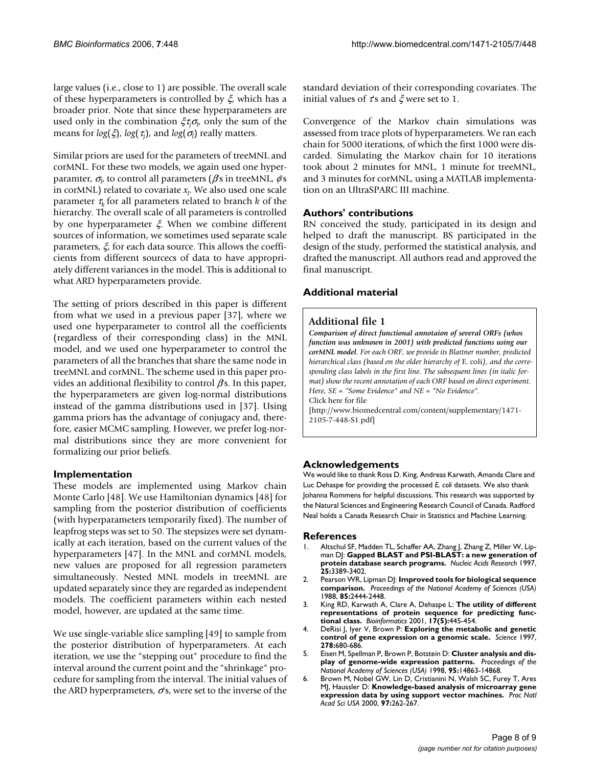large values (i.e., close to 1) are possible. The overall scale of these hyperparameters is controlled by $\xi$, which has a broader prior. Note that since these hyperparameters are used only in the combination $\xi\tau_j\sigma_l$, only the sum of the means for $log(\xi)$, $log(\tau_j)$, and $log(\sigma_l)$ really matters.

Similar priors are used for the parameters of treeMNL and corMNL. For these two models, we again used one hyperparamter, $\sigma_l$, to control all parameters ($\beta$s in treeMNL, $\phi$s in corMNL) related to covariate $x_l$. We also used one scale parameter $\tau_k$ for all parameters related to branch $k$ of the hierarchy. The overall scale of all parameters is controlled by one hyperparameter $\xi$. When we combine different sources of information, we sometimes used separate scale parameters, $\xi$, for each data source. This allows the coefficients from different sourcecs of data to have appropriately different variances in the model. This is additional to what ARD hyperparameters provide.

The setting of priors described in this paper is different from what we used in a previous paper [37], where we used one hyperparameter to control all the coefficients (regardless of their corresponding class) in the MNL model, and we used one hyperparameter to control the parameters of all the branches that share the same node in treeMNL and corMNL. The scheme used in this paper provides an additional flexibility to control $\beta$s. In this paper, the hyperparameters are given log-normal distributions instead of the gamma distributions used in [37]. Using gamma priors has the advantage of conjugacy and, therefore, easier MCMC sampling. However, we prefer log-normal distributions since they are more convenient for formalizing our prior beliefs.

### Implementation

These models are implemented using Markov chain Monte Carlo [48]. We use Hamiltonian dynamics [48] for sampling from the posterior distribution of coefficients (with hyperparameters temporarily fixed). The number of leapfrog steps was set to 50. The stepsizes were set dynamically at each iteration, based on the current values of the hyperparameters [47]. In the MNL and corMNL models, new values are proposed for all regression parameters simultaneously. Nested MNL models in treeMNL are updated separately since they are regarded as independent models. The coefficient parameters within each nested model, however, are updated at the same time.

We use single-variable slice sampling [49] to sample from the posterior distribution of hyperparameters. At each iteration, we use the "stepping out" procedure to find the interval around the current point and the "shrinkage" procedure for sampling from the interval. The initial values of the ARD hyperpramters, $\sigma$'s, were set to the inverse of the standard deviation of their corresponding covariates. The initial values of $\tau$'s and $\xi$ were set to 1.

Convergence of the Markov chain simulations was assessed from trace plots of hyperparameters. We ran each chain for 5000 iterations, of which the first 1000 were discarded. Simulating the Markov chain for 10 iterations took about 2 minutes for MNL, 1 minute for treeMNL, and 3 minutes for corMNL, using a MATLAB implementation on an UltraSPARC III machine.

## Authors' contributions

RN conceived the study, participated in its design and helped to draft the manuscript. BS participated in the design of the study, performed the statistical analysis, and drafted the manuscript. All authors read and approved the final manuscript.

## Additional material

**Additional file 1**

***Comparison of direct functional annotaion of several ORFs (whos function was unknown in 2001) with predicted functions using our corMNL model***. *For each ORF, we provide its Blattner number, predicted hierarchical class (based on the older hierarchy of* E. coli*), and the corresponding class labels in the first line. The subsequent lines (in italic format) show the recent annotation of each ORF based on direct experiment. Here, SE = "Some Evidence" and NE = "No Evidence".*
Click here for file
[http://www.biomedcentral.com/content/supplementary/1471-2105-7-448-S1.pdf]

## Acknowledgements

We would like to thank Ross D. King, Andreas Karwath, Amanda Clare and Luc Dehaspe for providing the processed *E. coli* datasets. We also thank Johanna Rommens for helpful discussions. This research was supported by the Natural Sciences and Engineering Research Council of Canada. Radford Neal holds a Canada Research Chair in Statistics and Machine Learning.

## References

1. Altschul SF, Madden TL, Schaffer AA, Zhang J, Zhang Z, Miller W, Lipman DJ: **Gapped BLAST and PSI-BLAST: a new generation of protein database search programs.** *Nucleic Acids Research* 1997, **25:**3389-3402.
2. Pearson WR, Lipman DJ: **Improved tools for biological sequence comparison.** *Proceedings of the National Academy of Sciences (USA)* 1988, **85:**2444-2448.
3. King RD, Karwath A, Clare A, Dehaspe L: **The utility of different representations of protein sequence for predicting functional class.** *Bioinformatics* 2001, **17(5):**445-454.
4. DeRisi J, Iyer V, Brown P: **Exploring the metabolic and genetic control of gene expression on a genomic scale.** *Science* 1997, **278:**680-686.
5. Eisen M, Spellman P, Brown P, Botstein D: **Cluster analysis and display of genome-wide expression patterns.** *Proceedings of the National Academy of Sciences (USA)* 1998, **95:**14863-14868.
6. Brown M, Nobel GW, Lin D, Cristianini N, Walsh SC, Furey T, Ares MJ, Haussler D: **Knowledge-based analysis of microarray gene expression data by using support vector machines.** *Proc Natl Acad Sci USA* 2000, **97:**262-267.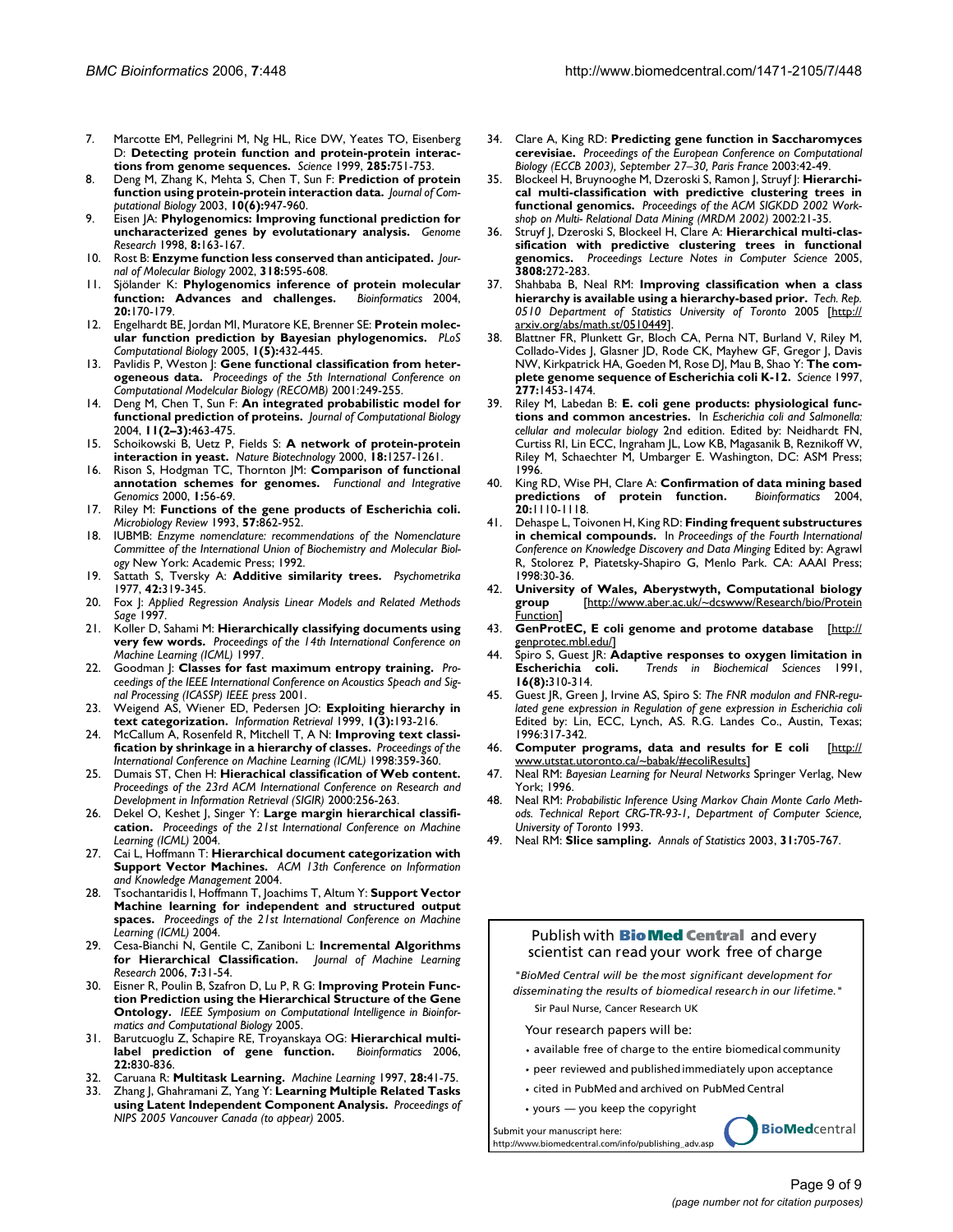7. Marcotte EM, Pellegrini M, Ng HL, Rice DW, Yeates TO, Eisenberg D: **Detecting protein function and protein-protein interactions from genome sequences.** *Science* 1999, **285:**751-753.
8. Deng M, Zhang K, Mehta S, Chen T, Sun F: **Prediction of protein function using protein-protein interaction data.** *Journal of Computational Biology* 2003, **10(6):**947-960.
9. Eisen JA: **Phylogenomics: Improving functional prediction for uncharacterized genes by evolutionary analysis.** *Genome Research* 1998, **8:**163-167.
10. Rost B: **Enzyme function less conserved than anticipated.** *Journal of Molecular Biology* 2002, **318:**595-608.
11. Sjölander K: **Phylogenomics inference of protein molecular function: Advances and challenges.** *Bioinformatics* 2004, **20:**170-179.
12. Engelhardt BE, Jordan MI, Muratore KE, Brenner SE: **Protein molecular function prediction by Bayesian phylogenomics.** *PLoS Computational Biology* 2005, **1(5):**432-445.
13. Pavlidis P, Weston J: **Gene functional classification from heterogeneous data.** *Proceedings of the 5th International Conference on Computational Modelcular Biology (RECOMB)* 2001:249-255.
14. Deng M, Chen T, Sun F: **An integrated probabilistic model for functional prediction of proteins.** *Journal of Computational Biology* 2004, **11(2–3):**463-475.
15. Schoikowski B, Uetz P, Fields S: **A network of protein-protein interaction in yeast.** *Nature Biotechnology* 2000, **18:**1257-1261.
16. Rison S, Hodgman TC, Thornton JM: **Comparison of functional annotation schemes for genomes.** *Functional and Integrative Genomics* 2000, **1:**56-69.
17. Riley M: **Functions of the gene products of Escherichia coli.** *Microbiology Review* 1993, **57:**862-952.
18. IUBMB: *Enzyme nomenclature: recommendations of the Nomenclature Committee of the International Union of Biochemistry and Molecular Biology* New York: Academic Press; 1992.
19. Sattath S, Tversky A: **Additive similarity trees.** *Psychometrika* 1977, **42:**319-345.
20. Fox J: *Applied Regression Analysis Linear Models and Related Methods Sage* 1997.
21. Koller D, Sahami M: **Hierarchically classifying documents using very few words.** *Proceedings of the 14th International Conference on Machine Learning (ICML)* 1997.
22. Goodman J: **Classes for fast maximum entropy training.** *Proceedings of the IEEE International Conference on Acoustics Speach and Signal Processing (ICASSP) IEEE press* 2001.
23. Weigend AS, Wiener ED, Pedersen JO: **Exploiting hierarchy in text categorization.** *Information Retrieval* 1999, **1(3):**193-216.
24. McCallum A, Rosenfeld R, Mitchell T, A N: **Improving text classification by shrinkage in a hierarchy of classes.** *Proceedings of the International Conference on Machine Learning (ICML)* 1998:359-360.
25. Dumais ST, Chen H: **Hierachical classification of Web content.** *Proceedings of the 23rd ACM International Conference on Research and Development in Information Retrieval (SIGIR)* 2000:256-263.
26. Dekel O, Keshet J, Singer Y: **Large margin hierarchical classification.** *Proceedings of the 21st International Conference on Machine Learning (ICML)* 2004.
27. Cai L, Hoffmann T: **Hierarchical document categorization with Support Vector Machines.** *ACM 13th Conference on Information and Knowledge Management* 2004.
28. Tsochantaridis I, Hoffmann T, Joachims T, Altum Y: **Support Vector Machine learning for independent and structured output spaces.** *Proceedings of the 21st International Conference on Machine Learning (ICML)* 2004.
29. Cesa-Bianchi N, Gentile C, Zaniboni L: **Incremental Algorithms for Hierarchical Classification.** *Journal of Machine Learning Research* 2006, **7:**31-54.
30. Eisner R, Poulin B, Szafron D, Lu P, R G: **Improving Protein Function Prediction using the Hierarchical Structure of the Gene Ontology.** *IEEE Symposium on Computational Intelligence in Bioinformatics and Computational Biology* 2005.
31. Barutcuoglu Z, Schapire RE, Troyanskaya OG: **Hierarchical multi-label prediction of gene function.** *Bioinformatics* 2006, **22:**830-836.
32. Caruana R: **Multitask Learning.** *Machine Learning* 1997, **28:**41-75.
33. Zhang J, Ghahramani Z, Yang Y: **Learning Multiple Related Tasks using Latent Independent Component Analysis.** *Proceedings of NIPS 2005 Vancouver Canada (to appear)* 2005.
34. Clare A, King RD: **Predicting gene function in Saccharomyces cerevisiae.** *Proceedings of the European Conference on Computational Biology (ECCB 2003), September 27–30, Paris France* 2003:42-49.
35. Blockeel H, Bruynooghe M, Dzeroski S, Ramon J, Struyf J: **Hierarchical multi-classification with predictive clustering trees in functional genomics.** *Proceedings of the ACM SIGKDD 2002 Workshop on Multi- Relational Data Mining (MRDM 2002)* 2002:21-35.
36. Struyf J, Dzeroski S, Blockeel H, Clare A: **Hierarchical multi-classification with predictive clustering trees in functional genomics.** *Proceedings Lecture Notes in Computer Science* 2005, **3808:**272-283.
37. Shahbaba B, Neal RM: **Improving classification when a class hierarchy is available using a hierarchy-based prior.** *Tech. Rep. 0510 Department of Statistics University of Toronto* 2005 [http://arxiv.org/abs/math.st/0510449].
38. Blattner FR, Plunkett Gr, Bloch CA, Perna NT, Burland V, Riley M, Collado-Vides J, Glasner JD, Rode CK, Mayhew GF, Gregor J, Davis NW, Kirkpatrick HA, Goeden M, Rose DJ, Mau B, Shao Y: **The complete genome sequence of Escherichia coli K-12.** *Science* 1997, **277:**1453-1474.
39. Riley M, Labedan B: **E. coli gene products: physiological functions and common ancestries.** In *Escherichia coli and Salmonella: cellular and molecular biology* 2nd edition. Edited by: Neidhardt FN, Curtiss RI, Lin ECC, Ingraham JL, Low KB, Magasanik B, Reznikoff W, Riley M, Schaechter M, Umbarger E. Washington, DC: ASM Press; 1996.
40. King RD, Wise PH, Clare A: **Confirmation of data mining based predictions of protein function.** *Bioinformatics* 2004, **20:**1110-1118.
41. Dehaspe L, Toivonen H, King RD: **Finding frequent substructures in chemical compounds.** In *Proceedings of the Fourth International Conference on Knowledge Discovery and Data Minging* Edited by: Agrawl R, Stolorez P, Piatetsky-Shapiro G, Menlo Park. CA: AAAI Press; 1998:30-36.
42. **University of Wales, Aberystwyth, Computational biology group** [http://www.aber.ac.uk/~dcswww/Research/bio/ProteinFunction]
43. **GenProtEC, E coli genome and protome database** [http://genprotec.mbl.edu/]
44. Spiro S, Guest JR: **Adaptive responses to oxygen limitation in Escherichia coli.** *Trends in Biochemical Sciences* 1991, **16(8):**310-314.
45. Guest JR, Green J, Irvine AS, Spiro S: *The FNR modulon and FNR-regulated gene expression in Regulation of gene expression in Escherichia coli* Edited by: Lin, ECC, Lynch, AS. R.G. Landes Co., Austin, Texas; 1996:317-342.
46. **Computer programs, data and results for E coli** [http://www.utstat.utoronto.ca/~babak/#ecoliResults]
47. Neal RM: *Bayesian Learning for Neural Networks* Springer Verlag, New York; 1996.
48. Neal RM: *Probabilistic Inference Using Markov Chain Monte Carlo Methods. Technical Report CRG-TR-93-1, Department of Computer Science, University of Toronto* 1993.
49. Neal RM: **Slice sampling.** *Annals of Statistics* 2003, **31:**705-767.

Publish with **BioMed Central** and every scientist can read your work free of charge

*"BioMed Central will be the most significant development for disseminating the results of biomedical research in our lifetime."*

Sir Paul Nurse, Cancer Research UK

Your research papers will be:

- available free of charge to the entire biomedical community
- peer reviewed and published immediately upon acceptance
- cited in PubMed and archived on PubMed Central
- yours — you keep the copyright

Submit your manuscript here:
http://www.biomedcentral.com/info/publishing_adv.asp

**BioMed**central